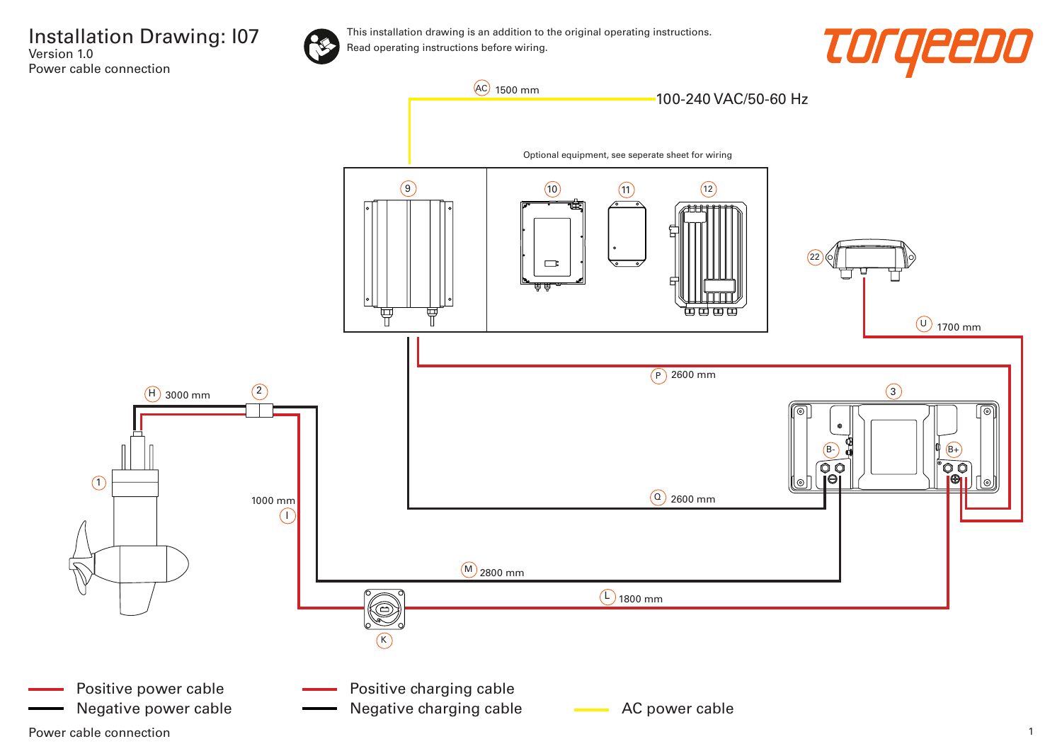# Installation Drawing: I07

Version 1.0

Power cable connection

This installation drawing is an addition to the original operating instructions.
Read operating instructions before wiring.

torqeedo

AC 1500 mm

100-240 VAC/50-60 Hz

Optional equipment, see seperate sheet for wiring

9

10

11

12

22

U 1700 mm

P 2600 mm

3

B-

B+

Q 2600 mm

H 3000 mm

2

1

1000 mm

I

M 2800 mm

L 1800 mm

K

- Positive power cable
- Negative power cable
- Positive charging cable
- Negative charging cable
- AC power cable

Power cable connection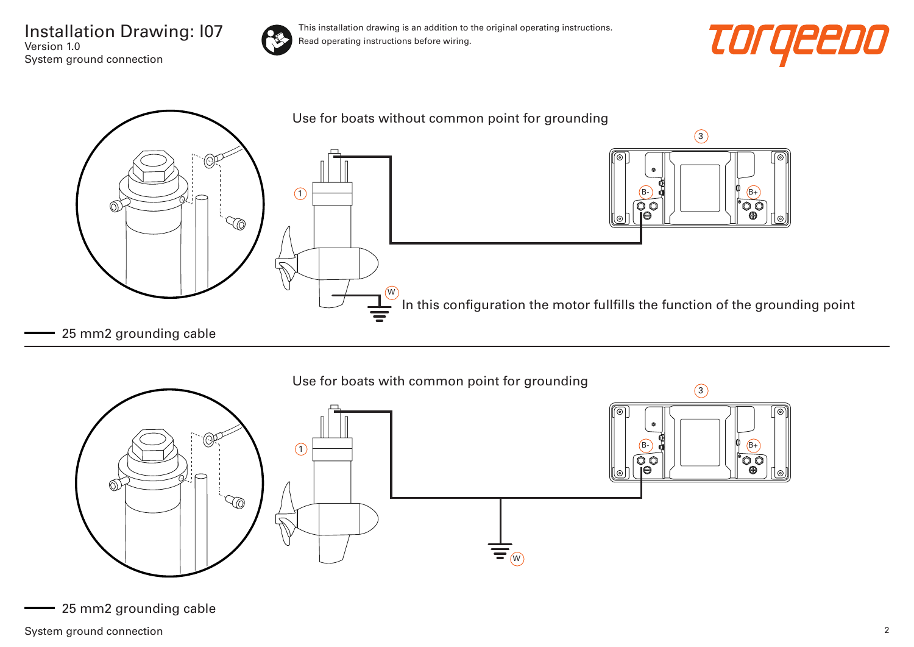# Installation Drawing: I07

Version 1.0

System ground connection

This installation drawing is an addition to the original operating instructions. Read operating instructions before wiring.

Use for boats without common point for grounding

1

3

B-

B+

W

In this configuration the motor fullfills the function of the grounding point

25 mm2 grounding cable

Use for boats with common point for grounding

1

3

B-

B+

W

25 mm2 grounding cable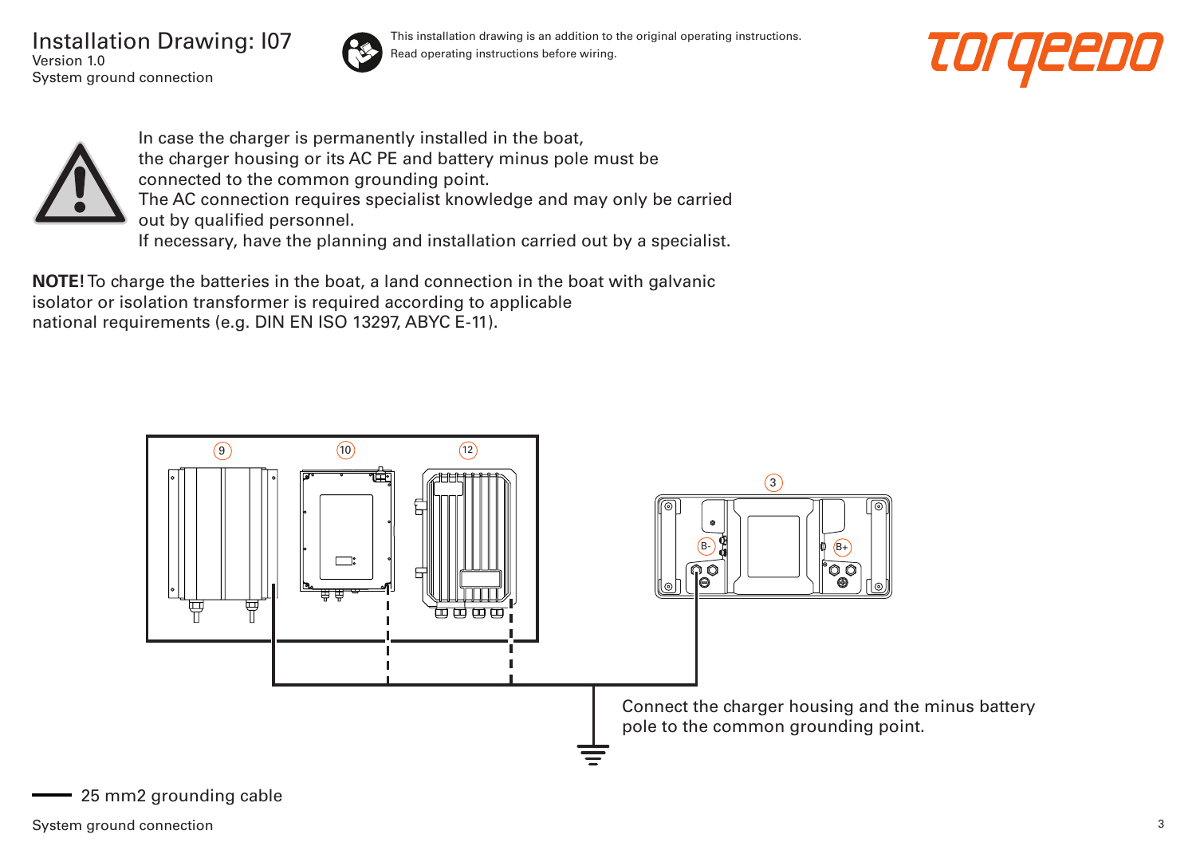# Installation Drawing: I07

Version 1.0

System ground connection

This installation drawing is an addition to the original operating instructions.
Read operating instructions before wiring.

In case the charger is permanently installed in the boat,
the charger housing or its AC PE and battery minus pole must be
connected to the common grounding point.
The AC connection requires specialist knowledge and may only be carried
out by qualified personnel.
If necessary, have the planning and installation carried out by a specialist.

**NOTE!** To charge the batteries in the boat, a land connection in the boat with galvanic
isolator or isolation transformer is required according to applicable
national requirements (e.g. DIN EN ISO 13297, ABYC E-11).

9 10 12 3

B- B+

Connect the charger housing and the minus battery
pole to the common grounding point.

25 mm2 grounding cable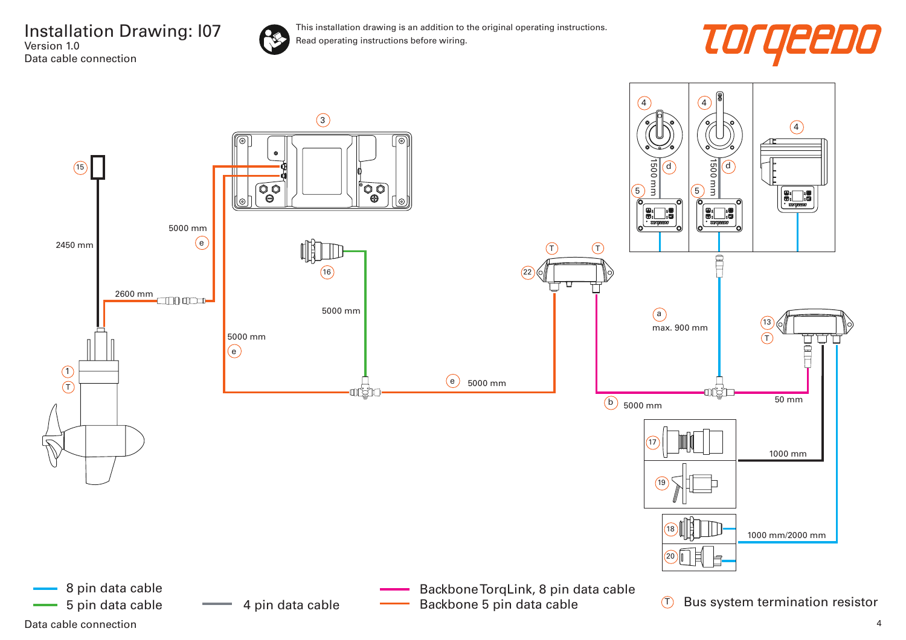# Installation Drawing: I07

Version 1.0

Data cable connection

This installation drawing is an addition to the original operating instructions.
Read operating instructions before wiring.

torqeedo

3

15

2450 mm

5000 mm

e

2600 mm

16

5000 mm

5000 mm

e

1

T

e 5000 mm

T T

22

4 4 4

1500 mm d 1500 mm d

5 5

a

max. 900 mm

13

T

b 5000 mm

50 mm

17

1000 mm

19

18

1000 mm/2000 mm

20

8 pin data cable

5 pin data cable

4 pin data cable

Backbone TorqLink, 8 pin data cable

Backbone 5 pin data cable

T Bus system termination resistor

Data cable connection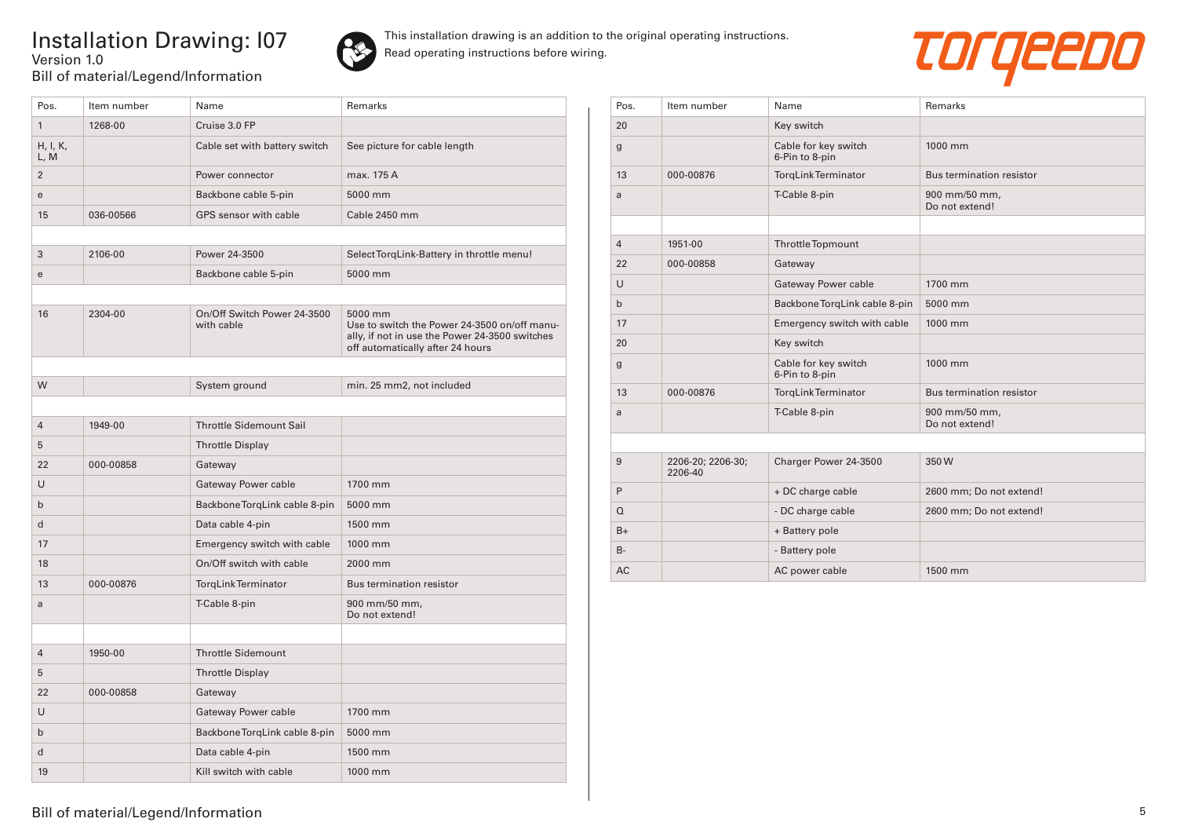# Installation Drawing: I07

Version 1.0

Bill of material/Legend/Information

This installation drawing is an addition to the original operating instructions.
Read operating instructions before wiring.

| Pos. | Item number | Name | Remarks |
|---|---|---|---|
| 1 | 1268-00 | Cruise 3.0 FP | |
| H, I, K, L, M | | Cable set with battery switch | See picture for cable length |
| 2 | | Power connector | max. 175 A |
| e | | Backbone cable 5-pin | 5000 mm |
| 15 | 036-00566 | GPS sensor with cable | Cable 2450 mm |
| | | | |
| 3 | 2106-00 | Power 24-3500 | Select TorqLink-Battery in throttle menu! |
| e | | Backbone cable 5-pin | 5000 mm |
| | | | |
| 16 | 2304-00 | On/Off Switch Power 24-3500 with cable | 5000 mm<br>Use to switch the Power 24-3500 on/off manually, if not in use the Power 24-3500 switches off automatically after 24 hours |
| | | | |
| W | | System ground | min. 25 mm2, not included |
| | | | |
| 4 | 1949-00 | Throttle Sidemount Sail | |
| 5 | | Throttle Display | |
| 22 | 000-00858 | Gateway | |
| U | | Gateway Power cable | 1700 mm |
| b | | Backbone TorqLink cable 8-pin | 5000 mm |
| d | | Data cable 4-pin | 1500 mm |
| 17 | | Emergency switch with cable | 1000 mm |
| 18 | | On/Off switch with cable | 2000 mm |
| 13 | 000-00876 | TorqLink Terminator | Bus termination resistor |
| a | | T-Cable 8-pin | 900 mm/50 mm,<br>Do not extend! |
| | | | |
| 4 | 1950-00 | Throttle Sidemount | |
| 5 | | Throttle Display | |
| 22 | 000-00858 | Gateway | |
| U | | Gateway Power cable | 1700 mm |
| b | | Backbone TorqLink cable 8-pin | 5000 mm |
| d | | Data cable 4-pin | 1500 mm |
| 19 | | Kill switch with cable | 1000 mm |

| Pos. | Item number | Name | Remarks |
|---|---|---|---|
| 20 | | Key switch | |
| g | | Cable for key switch 6-Pin to 8-pin | 1000 mm |
| 13 | 000-00876 | TorqLink Terminator | Bus termination resistor |
| a | | T-Cable 8-pin | 900 mm/50 mm,<br>Do not extend! |
| | | | |
| 4 | 1951-00 | Throttle Topmount | |
| 22 | 000-00858 | Gateway | |
| U | | Gateway Power cable | 1700 mm |
| b | | Backbone TorqLink cable 8-pin | 5000 mm |
| 17 | | Emergency switch with cable | 1000 mm |
| 20 | | Key switch | |
| g | | Cable for key switch 6-Pin to 8-pin | 1000 mm |
| 13 | 000-00876 | TorqLink Terminator | Bus termination resistor |
| a | | T-Cable 8-pin | 900 mm/50 mm,<br>Do not extend! |
| | | | |
| 9 | 2206-20; 2206-30; 2206-40 | Charger Power 24-3500 | 350 W |
| P | | + DC charge cable | 2600 mm; Do not extend! |
| Q | | - DC charge cable | 2600 mm; Do not extend! |
| B+ | | + Battery pole | |
| B- | | - Battery pole | |
| AC | | AC power cable | 1500 mm |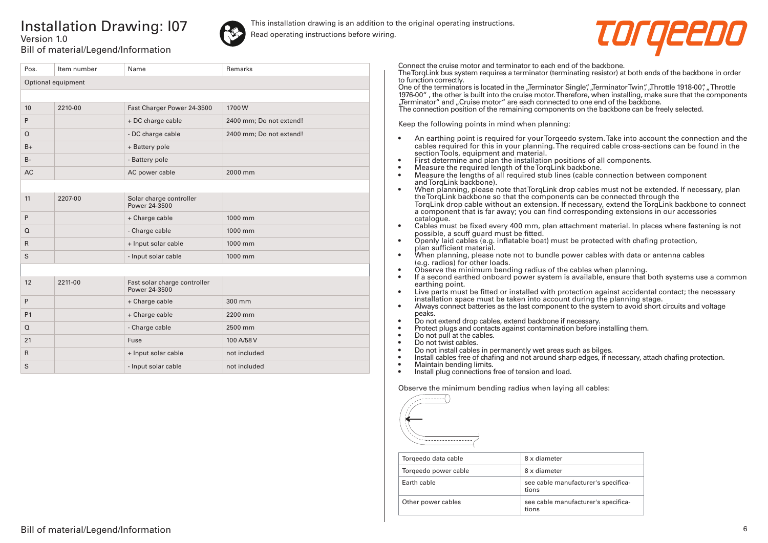# Installation Drawing: I07

Version 1.0

Bill of material/Legend/Information

This installation drawing is an addition to the original operating instructions.
Read operating instructions before wiring.

| Pos. | Item number | Name | Remarks |
|---|---|---|---|
| Optional equipment | | | |
| | | | |
| 10 | 2210-00 | Fast Charger Power 24-3500 | 1700 W |
| P | | + DC charge cable | 2400 mm; Do not extend! |
| Q | | - DC charge cable | 2400 mm; Do not extend! |
| B+ | | + Battery pole | |
| B- | | - Battery pole | |
| AC | | AC power cable | 2000 mm |
| | | | |
| 11 | 2207-00 | Solar charge controller Power 24-3500 | |
| P | | + Charge cable | 1000 mm |
| Q | | - Charge cable | 1000 mm |
| R | | + Input solar cable | 1000 mm |
| S | | - Input solar cable | 1000 mm |
| | | | |
| 12 | 2211-00 | Fast solar charge controller Power 24-3500 | |
| P | | + Charge cable | 300 mm |
| P1 | | + Charge cable | 2200 mm |
| Q | | - Charge cable | 2500 mm |
| 21 | | Fuse | 100 A/58 V |
| R | | + Input solar cable | not included |
| S | | - Input solar cable | not included |

Connect the cruise motor and terminator to each end of the backbone.
The TorqLink bus system requires a terminator (terminating resistor) at both ends of the backbone in order to function correctly.
One of the terminators is located in the „Terminator Single", „Terminator Twin", „Throttle 1918-00", „Throttle 1976-00" , the other is built into the cruise motor. Therefore, when installing, make sure that the components „Terminator" and „Cruise motor" are each connected to one end of the backbone.
The connection position of the remaining components on the backbone can be freely selected.

Keep the following points in mind when planning:

- An earthing point is required for your Torqeedo system. Take into account the connection and the cables required for this in your planning. The required cable cross-sections can be found in the section Tools, equipment and material.
- First determine and plan the installation positions of all components.
- Measure the required length of the TorqLink backbone.
- Measure the lengths of all required stub lines (cable connection between component and TorqLink backbone).
- When planning, please note that TorqLink drop cables must not be extended. If necessary, plan the TorqLink backbone so that the components can be connected through the TorqLink drop cable without an extension. If necessary, extend the TorqLink backbone to connect a component that is far away; you can find corresponding extensions in our accessories catalogue.
- Cables must be fixed every 400 mm, plan attachment material. In places where fastening is not possible, a scuff guard must be fitted.
- Openly laid cables (e.g. inflatable boat) must be protected with chafing protection, plan sufficient material.
- When planning, please note not to bundle power cables with data or antenna cables (e.g. radios) for other loads.
- Observe the minimum bending radius of the cables when planning.
- If a second earthed onboard power system is available, ensure that both systems use a common earthing point.
- Live parts must be fitted or installed with protection against accidental contact; the necessary installation space must be taken into account during the planning stage.
- Always connect batteries as the last component to the system to avoid short circuits and voltage peaks.
- Do not extend drop cables, extend backbone if necessary.
- Protect plugs and contacts against contamination before installing them.
- Do not pull at the cables.
- Do not twist cables.
- Do not install cables in permanently wet areas such as bilges.
- Install cables free of chafing and not around sharp edges, if necessary, attach chafing protection.
- Maintain bending limits.
- Install plug connections free of tension and load.

Observe the minimum bending radius when laying all cables:

| Torqeedo data cable | 8 x diameter |
|---|---|
| Torqeedo power cable | 8 x diameter |
| Earth cable | see cable manufacturer's specifications |
| Other power cables | see cable manufacturer's specifications |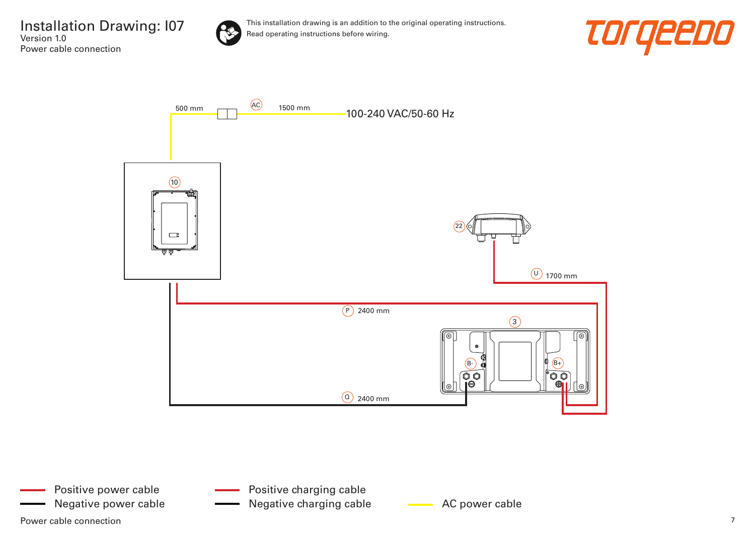# Installation Drawing: I07

Version 1.0

Power cable connection

This installation drawing is an addition to the original operating instructions.
Read operating instructions before wiring.

torqeedo

500 mm

AC

1500 mm

100-240 VAC/50-60 Hz

10

22

U 1700 mm

P 2400 mm

3

B-

B+

Q 2400 mm

- Positive power cable
- Negative power cable
- Positive charging cable
- Negative charging cable
- AC power cable

Power cable connection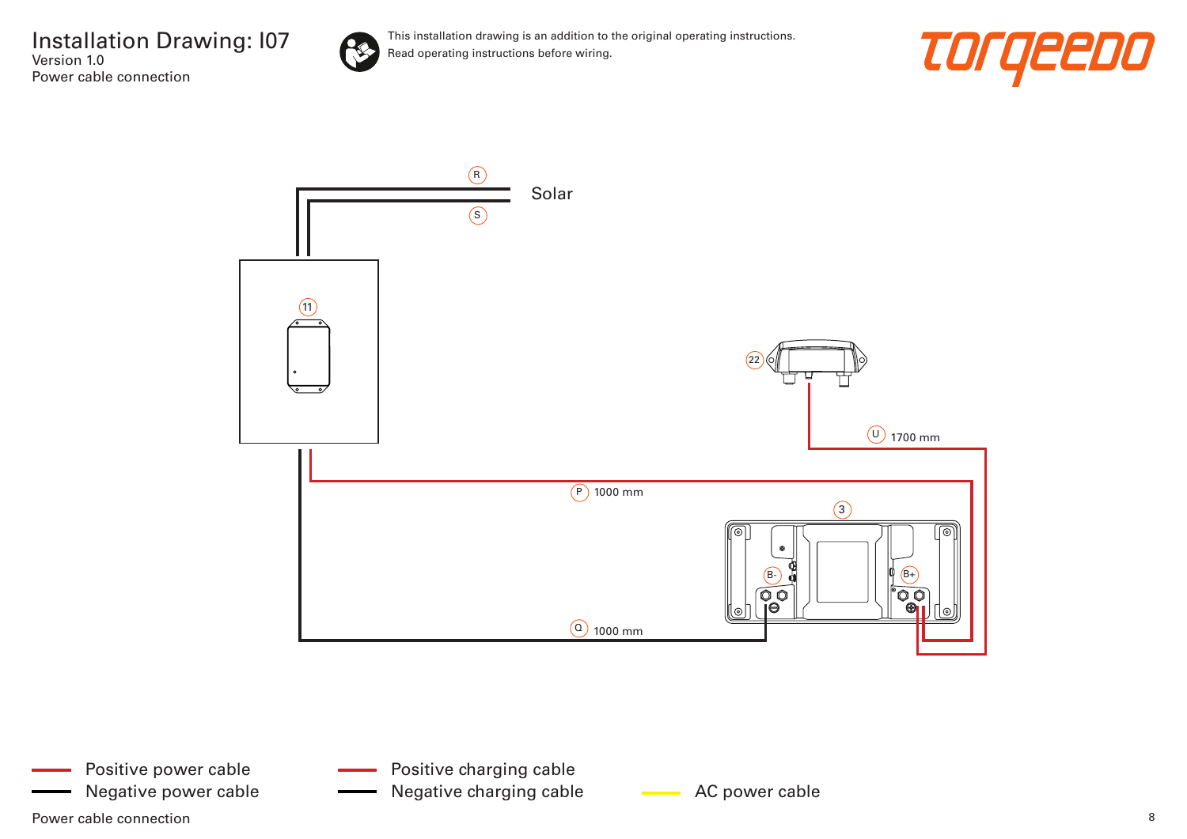# Installation Drawing: I07

Version 1.0

Power cable connection

This installation drawing is an addition to the original operating instructions.
Read operating instructions before wiring.

torqeedo

R

Solar

S

11

22

U 1700 mm

P 1000 mm

3

B-

B+

Q 1000 mm

- Positive power cable
- Negative power cable
- Positive charging cable
- Negative charging cable
- AC power cable

Power cable connection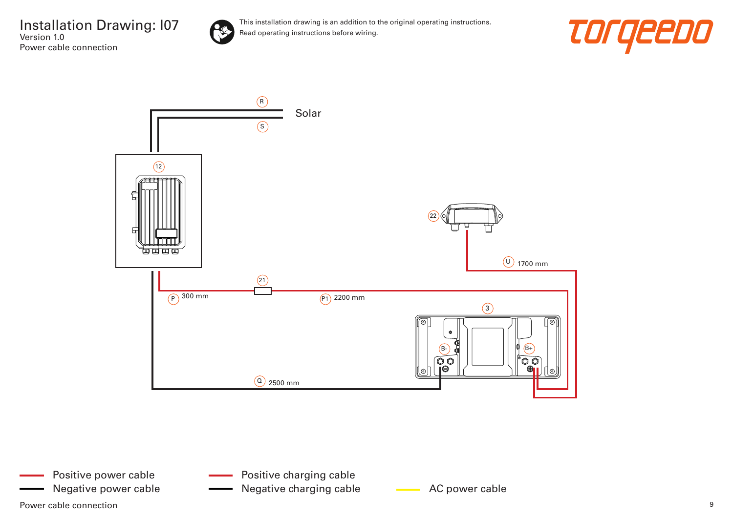# Installation Drawing: I07

Version 1.0

Power cable connection

This installation drawing is an addition to the original operating instructions.
Read operating instructions before wiring.

torqeedo

R

Solar

S

12

22

U 1700 mm

21

P 300 mm

P1 2200 mm

3

B-

B+

Q 2500 mm

Positive power cable

Negative power cable

Positive charging cable

Negative charging cable

AC power cable